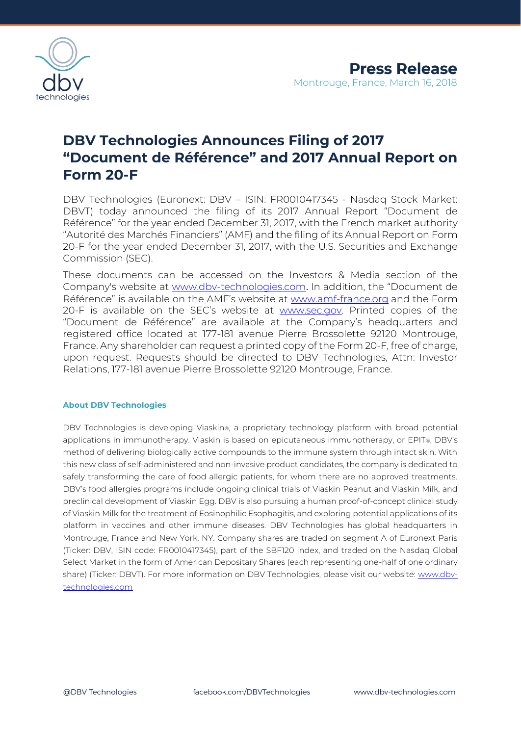# Press Release

Montrouge, France, March 16, 2018

## DBV Technologies Announces Filing of 2017 "Document de Référence" and 2017 Annual Report on Form 20-F

DBV Technologies (Euronext: DBV – ISIN: FR0010417345 - Nasdaq Stock Market: DBVT) today announced the filing of its 2017 Annual Report "Document de Référence" for the year ended December 31, 2017, with the French market authority "Autorité des Marchés Financiers" (AMF) and the filing of its Annual Report on Form 20-F for the year ended December 31, 2017, with the U.S. Securities and Exchange Commission (SEC).

These documents can be accessed on the Investors & Media section of the Company's website at www.dbv-technologies.com. In addition, the "Document de Référence" is available on the AMF's website at www.amf-france.org and the Form 20-F is available on the SEC's website at www.sec.gov. Printed copies of the "Document de Référence" are available at the Company's headquarters and registered office located at 177-181 avenue Pierre Brossolette 92120 Montrouge, France. Any shareholder can request a printed copy of the Form 20-F, free of charge, upon request. Requests should be directed to DBV Technologies, Attn: Investor Relations, 177-181 avenue Pierre Brossolette 92120 Montrouge, France.

### About DBV Technologies

DBV Technologies is developing Viaskin®, a proprietary technology platform with broad potential applications in immunotherapy. Viaskin is based on epicutaneous immunotherapy, or EPIT®, DBV's method of delivering biologically active compounds to the immune system through intact skin. With this new class of self-administered and non-invasive product candidates, the company is dedicated to safely transforming the care of food allergic patients, for whom there are no approved treatments. DBV's food allergies programs include ongoing clinical trials of Viaskin Peanut and Viaskin Milk, and preclinical development of Viaskin Egg. DBV is also pursuing a human proof-of-concept clinical study of Viaskin Milk for the treatment of Eosinophilic Esophagitis, and exploring potential applications of its platform in vaccines and other immune diseases. DBV Technologies has global headquarters in Montrouge, France and New York, NY. Company shares are traded on segment A of Euronext Paris (Ticker: DBV, ISIN code: FR0010417345), part of the SBF120 index, and traded on the Nasdaq Global Select Market in the form of American Depositary Shares (each representing one-half of one ordinary share) (Ticker: DBVT). For more information on DBV Technologies, please visit our website: www.dbv-technologies.com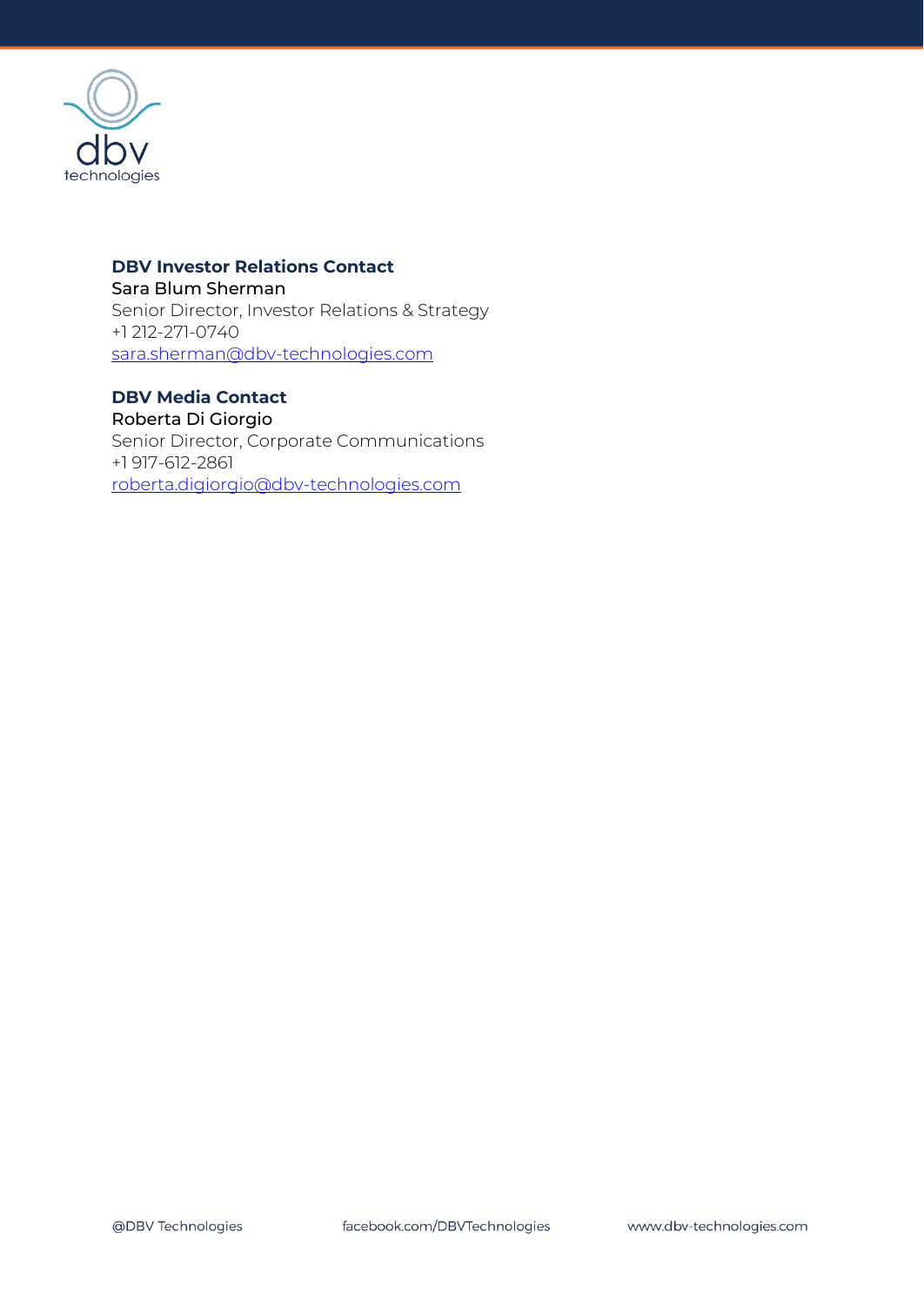**DBV Investor Relations Contact**
Sara Blum Sherman
Senior Director, Investor Relations & Strategy
+1 212-271-0740
sara.sherman@dbv-technologies.com

**DBV Media Contact**
Roberta Di Giorgio
Senior Director, Corporate Communications
+1 917-612-2861
roberta.digiorgio@dbv-technologies.com